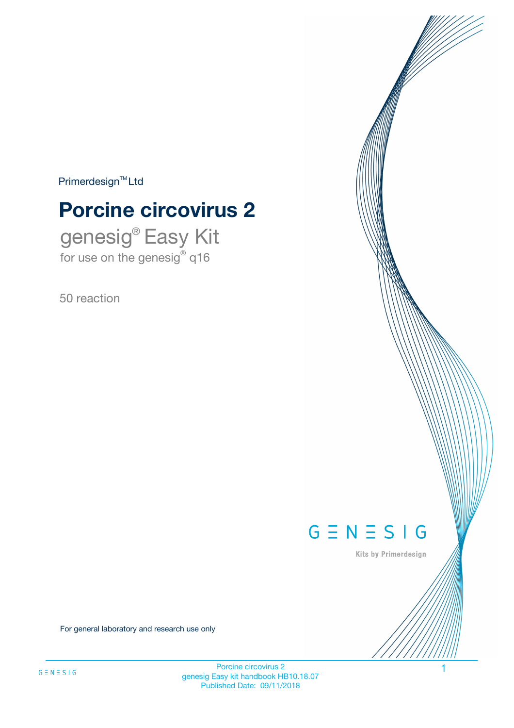Primerdesign™ Ltd

# Porcine circovirus 2

genesig® Easy Kit

for use on the genesig® q16

50 reaction

GENESIG

Kits by Primerdesign

For general laboratory and research use only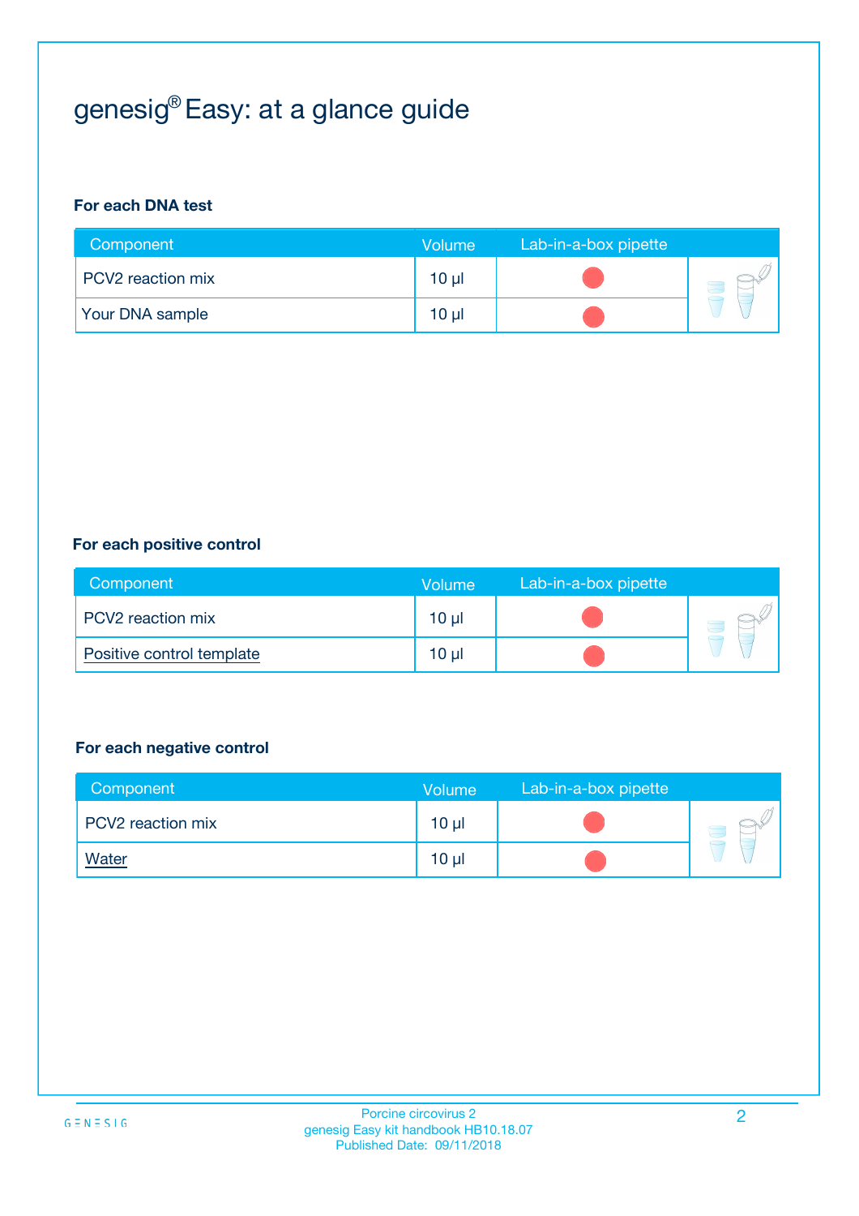# genesig® Easy: at a glance guide

**For each DNA test**

| Component | Volume | Lab-in-a-box pipette |
| --- | --- | --- |
| PCV2 reaction mix | 10 µl | |
| Your DNA sample | 10 µl | |

**For each positive control**

| Component | Volume | Lab-in-a-box pipette |
| --- | --- | --- |
| PCV2 reaction mix | 10 µl | |
| Positive control template | 10 µl | |

**For each negative control**

| Component | Volume | Lab-in-a-box pipette |
| --- | --- | --- |
| PCV2 reaction mix | 10 µl | |
| Water | 10 µl | |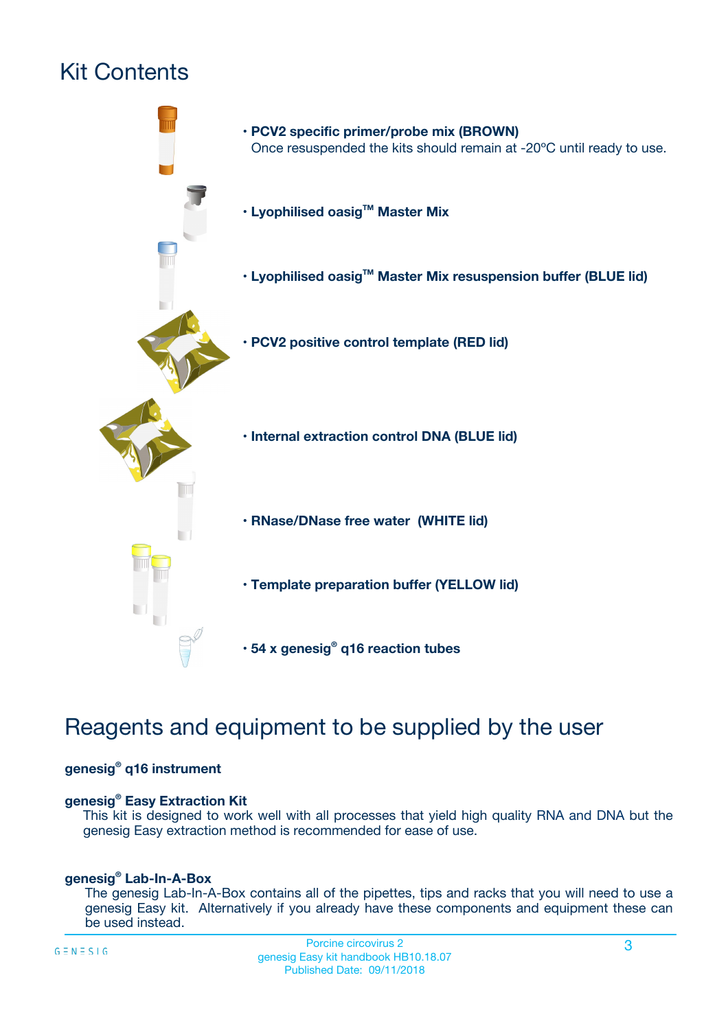# Kit Contents

- **PCV2 specific primer/probe mix (BROWN)**
  Once resuspended the kits should remain at -20ºC until ready to use.
- **Lyophilised oasig™ Master Mix**
- **Lyophilised oasig™ Master Mix resuspension buffer (BLUE lid)**
- **PCV2 positive control template (RED lid)**
- **Internal extraction control DNA (BLUE lid)**
- **RNase/DNase free water (WHITE lid)**
- **Template preparation buffer (YELLOW lid)**
- **54 x genesig® q16 reaction tubes**

# Reagents and equipment to be supplied by the user

**genesig® q16 instrument**

**genesig® Easy Extraction Kit**
This kit is designed to work well with all processes that yield high quality RNA and DNA but the genesig Easy extraction method is recommended for ease of use.

**genesig® Lab-In-A-Box**
The genesig Lab-In-A-Box contains all of the pipettes, tips and racks that you will need to use a genesig Easy kit. Alternatively if you already have these components and equipment these can be used instead.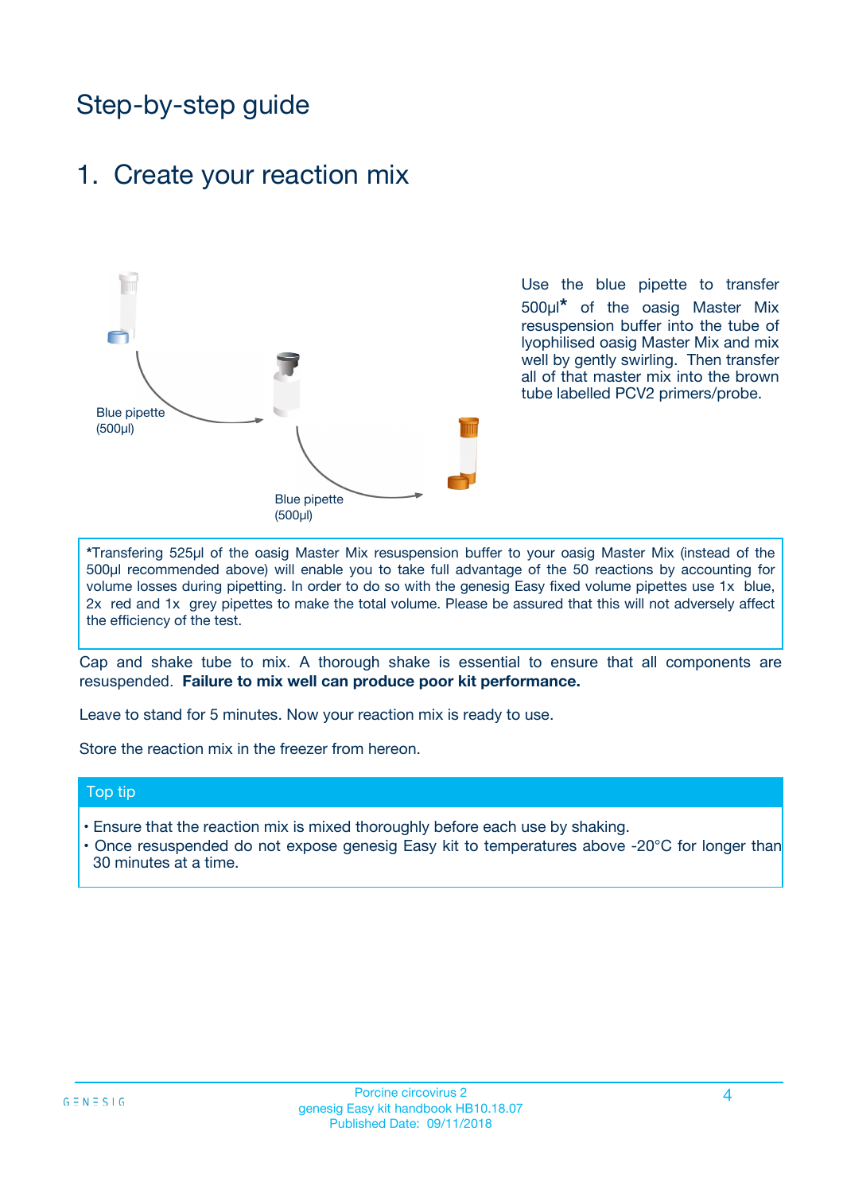# Step-by-step guide

## 1. Create your reaction mix

Blue pipette (500µl)

Blue pipette (500µl)

Use the blue pipette to transfer 500µl* of the oasig Master Mix resuspension buffer into the tube of lyophilised oasig Master Mix and mix well by gently swirling. Then transfer all of that master mix into the brown tube labelled PCV2 primers/probe.

*Transfering 525µl of the oasig Master Mix resuspension buffer to your oasig Master Mix (instead of the 500µl recommended above) will enable you to take full advantage of the 50 reactions by accounting for volume losses during pipetting. In order to do so with the genesig Easy fixed volume pipettes use 1x blue, 2x red and 1x grey pipettes to make the total volume. Please be assured that this will not adversely affect the efficiency of the test.

Cap and shake tube to mix. A thorough shake is essential to ensure that all components are resuspended. **Failure to mix well can produce poor kit performance.**

Leave to stand for 5 minutes. Now your reaction mix is ready to use.

Store the reaction mix in the freezer from hereon.

### Top tip

- Ensure that the reaction mix is mixed thoroughly before each use by shaking.
- Once resuspended do not expose genesig Easy kit to temperatures above -20°C for longer than 30 minutes at a time.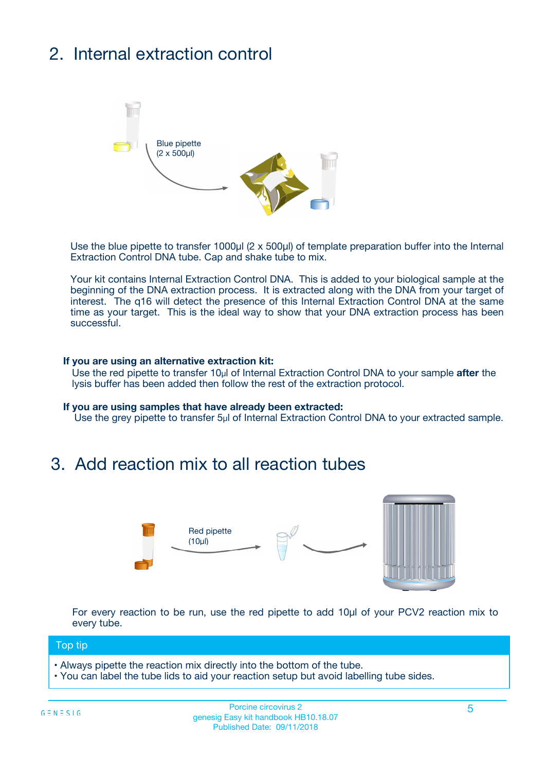## 2. Internal extraction control

Blue pipette
(2 x 500µl)

Use the blue pipette to transfer 1000µl (2 x 500µl) of template preparation buffer into the Internal Extraction Control DNA tube. Cap and shake tube to mix.

Your kit contains Internal Extraction Control DNA. This is added to your biological sample at the beginning of the DNA extraction process. It is extracted along with the DNA from your target of interest. The q16 will detect the presence of this Internal Extraction Control DNA at the same time as your target. This is the ideal way to show that your DNA extraction process has been successful.

**If you are using an alternative extraction kit:**
Use the red pipette to transfer 10µl of Internal Extraction Control DNA to your sample **after** the lysis buffer has been added then follow the rest of the extraction protocol.

**If you are using samples that have already been extracted:**
Use the grey pipette to transfer 5µl of Internal Extraction Control DNA to your extracted sample.

## 3. Add reaction mix to all reaction tubes

Red pipette
(10µl)

For every reaction to be run, use the red pipette to add 10µl of your PCV2 reaction mix to every tube.

### Top tip

- Always pipette the reaction mix directly into the bottom of the tube.
- You can label the tube lids to aid your reaction setup but avoid labelling tube sides.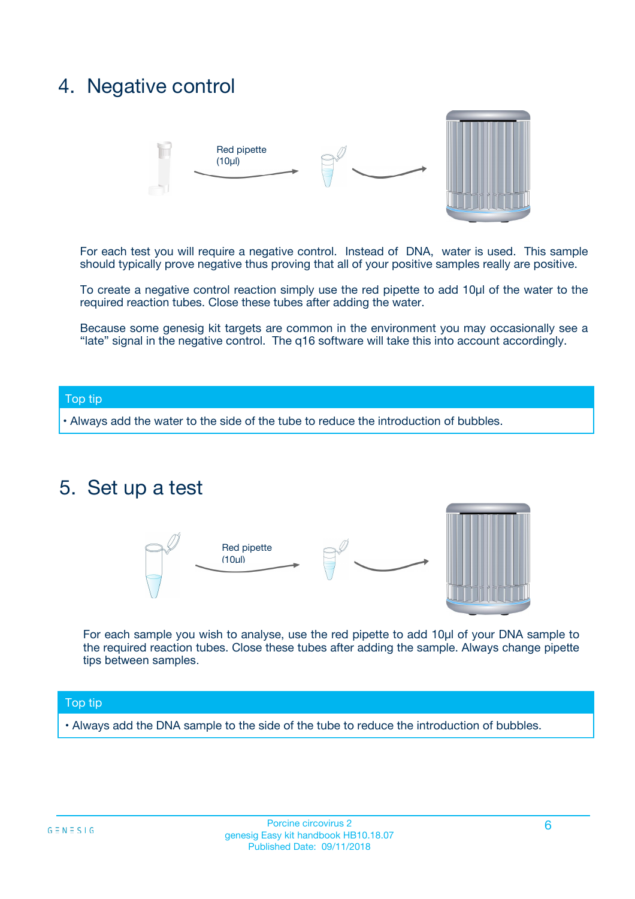## 4. Negative control

Red pipette (10µl)

For each test you will require a negative control. Instead of DNA, water is used. This sample should typically prove negative thus proving that all of your positive samples really are positive.

To create a negative control reaction simply use the red pipette to add 10µl of the water to the required reaction tubes. Close these tubes after adding the water.

Because some genesig kit targets are common in the environment you may occasionally see a "late" signal in the negative control. The q16 software will take this into account accordingly.

**Top tip**

- Always add the water to the side of the tube to reduce the introduction of bubbles.

## 5. Set up a test

Red pipette (10µl)

For each sample you wish to analyse, use the red pipette to add 10µl of your DNA sample to the required reaction tubes. Close these tubes after adding the sample. Always change pipette tips between samples.

**Top tip**

- Always add the DNA sample to the side of the tube to reduce the introduction of bubbles.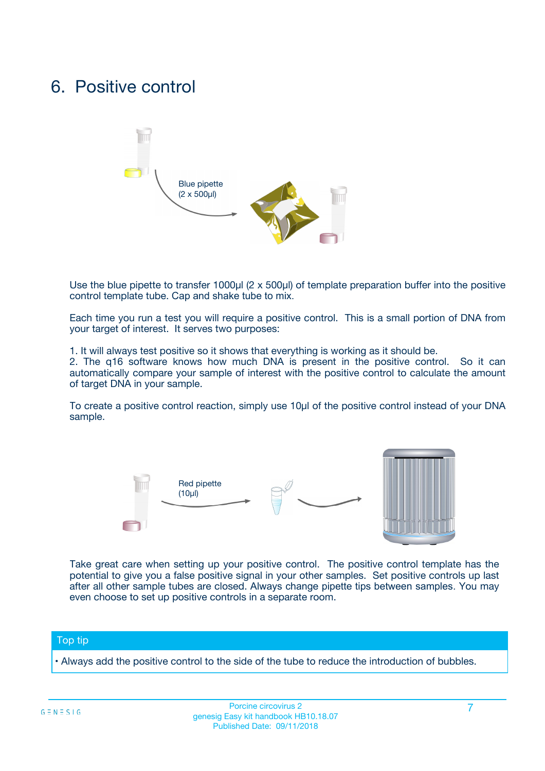# 6. Positive control

Blue pipette
(2 x 500µl)

Use the blue pipette to transfer 1000µl (2 x 500µl) of template preparation buffer into the positive control template tube. Cap and shake tube to mix.

Each time you run a test you will require a positive control. This is a small portion of DNA from your target of interest. It serves two purposes:

1. It will always test positive so it shows that everything is working as it should be.
2. The q16 software knows how much DNA is present in the positive control. So it can automatically compare your sample of interest with the positive control to calculate the amount of target DNA in your sample.

To create a positive control reaction, simply use 10µl of the positive control instead of your DNA sample.

Red pipette
(10µl)

Take great care when setting up your positive control. The positive control template has the potential to give you a false positive signal in your other samples. Set positive controls up last after all other sample tubes are closed. Always change pipette tips between samples. You may even choose to set up positive controls in a separate room.

## Top tip

• Always add the positive control to the side of the tube to reduce the introduction of bubbles.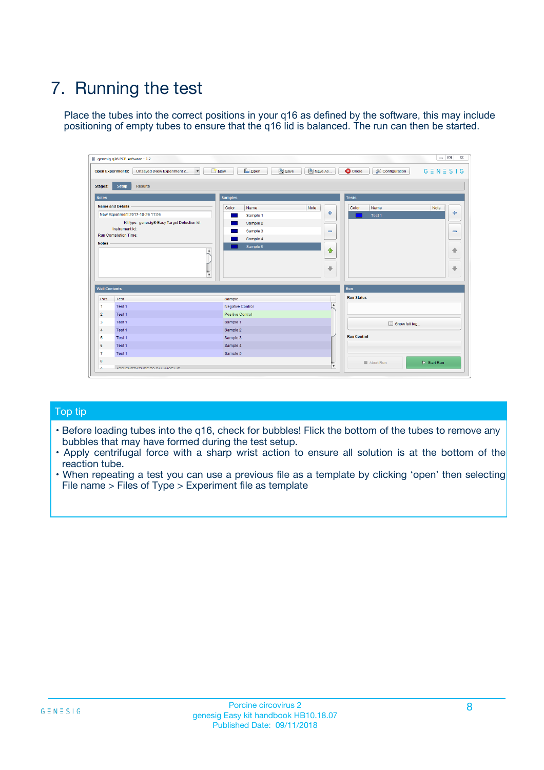# 7. Running the test

Place the tubes into the correct positions in your q16 as defined by the software, this may include positioning of empty tubes to ensure that the q16 lid is balanced. The run can then be started.

## Top tip

- Before loading tubes into the q16, check for bubbles! Flick the bottom of the tubes to remove any bubbles that may have formed during the test setup.
- Apply centrifugal force with a sharp wrist action to ensure all solution is at the bottom of the reaction tube.
- When repeating a test you can use a previous file as a template by clicking 'open' then selecting File name > Files of Type > Experiment file as template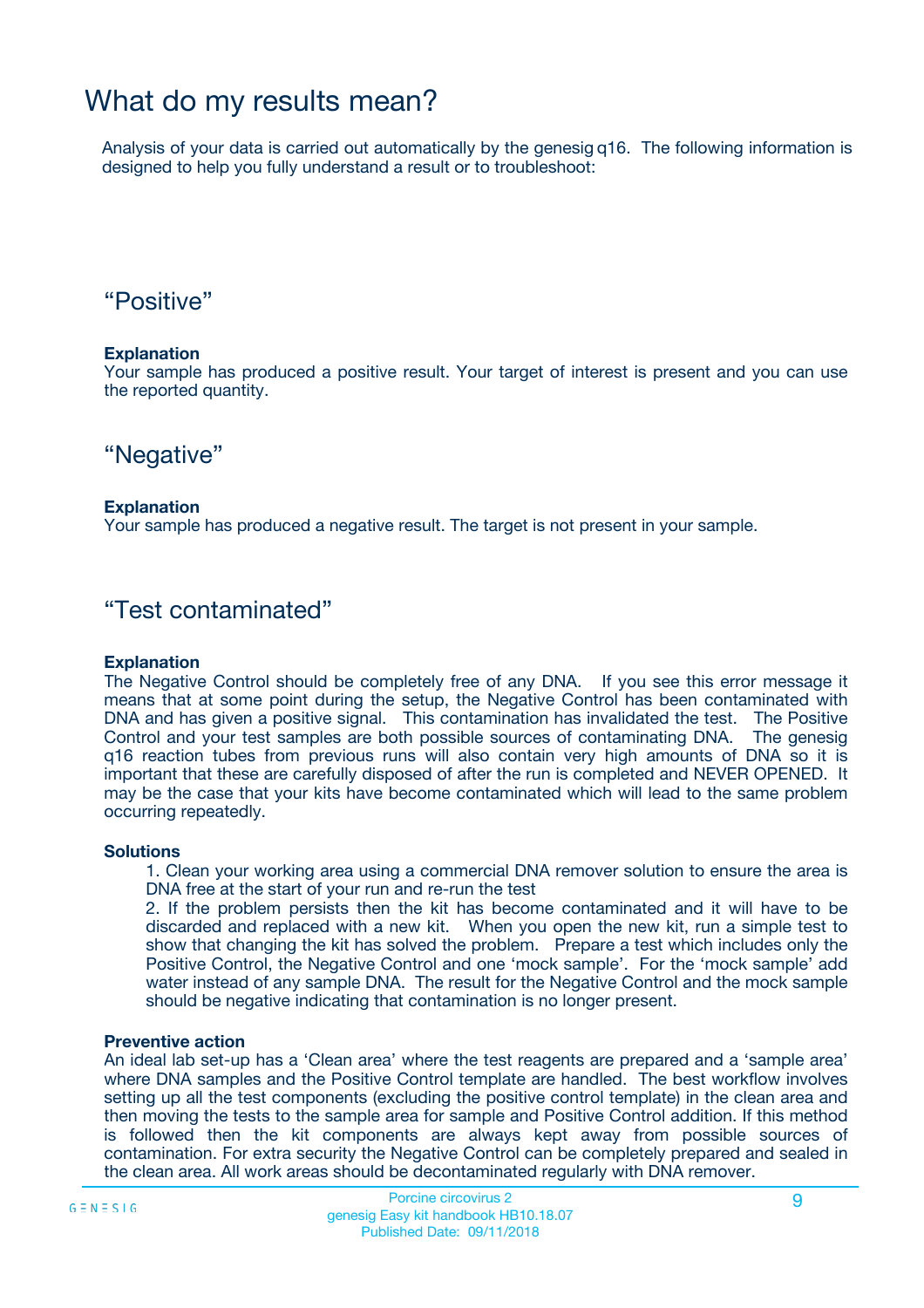# What do my results mean?

Analysis of your data is carried out automatically by the genesig q16. The following information is designed to help you fully understand a result or to troubleshoot:

## “Positive”

**Explanation**
Your sample has produced a positive result. Your target of interest is present and you can use the reported quantity.

## “Negative”

**Explanation**
Your sample has produced a negative result. The target is not present in your sample.

## “Test contaminated”

**Explanation**
The Negative Control should be completely free of any DNA. If you see this error message it means that at some point during the setup, the Negative Control has been contaminated with DNA and has given a positive signal. This contamination has invalidated the test. The Positive Control and your test samples are both possible sources of contaminating DNA. The genesig q16 reaction tubes from previous runs will also contain very high amounts of DNA so it is important that these are carefully disposed of after the run is completed and NEVER OPENED. It may be the case that your kits have become contaminated which will lead to the same problem occurring repeatedly.

**Solutions**

1. Clean your working area using a commercial DNA remover solution to ensure the area is DNA free at the start of your run and re-run the test
2. If the problem persists then the kit has become contaminated and it will have to be discarded and replaced with a new kit. When you open the new kit, run a simple test to show that changing the kit has solved the problem. Prepare a test which includes only the Positive Control, the Negative Control and one ‘mock sample’. For the ‘mock sample’ add water instead of any sample DNA. The result for the Negative Control and the mock sample should be negative indicating that contamination is no longer present.

**Preventive action**
An ideal lab set-up has a ‘Clean area’ where the test reagents are prepared and a ‘sample area’ where DNA samples and the Positive Control template are handled. The best workflow involves setting up all the test components (excluding the positive control template) in the clean area and then moving the tests to the sample area for sample and Positive Control addition. If this method is followed then the kit components are always kept away from possible sources of contamination. For extra security the Negative Control can be completely prepared and sealed in the clean area. All work areas should be decontaminated regularly with DNA remover.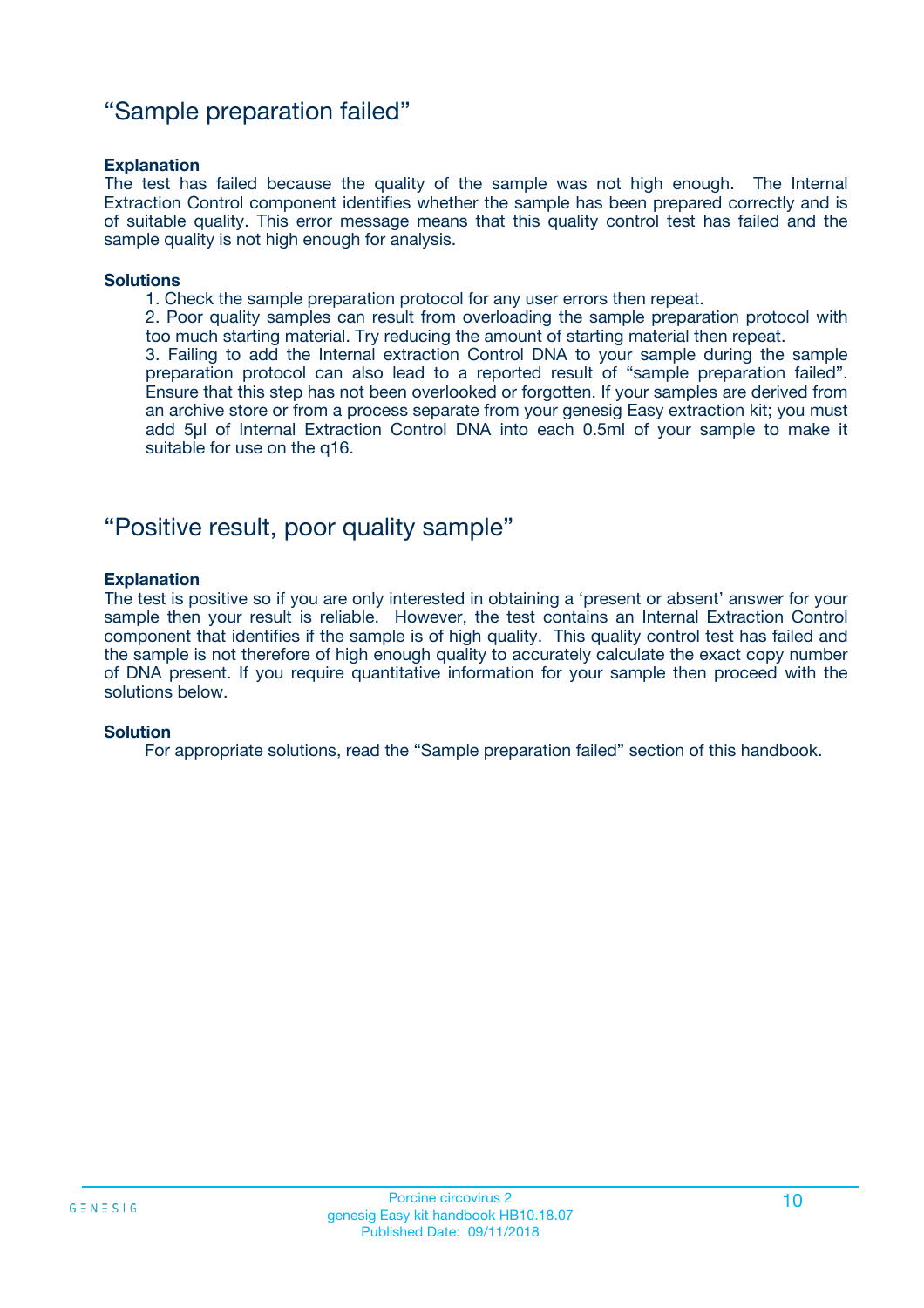## "Sample preparation failed"

**Explanation**

The test has failed because the quality of the sample was not high enough. The Internal Extraction Control component identifies whether the sample has been prepared correctly and is of suitable quality. This error message means that this quality control test has failed and the sample quality is not high enough for analysis.

**Solutions**

1. Check the sample preparation protocol for any user errors then repeat.
2. Poor quality samples can result from overloading the sample preparation protocol with too much starting material. Try reducing the amount of starting material then repeat.
3. Failing to add the Internal extraction Control DNA to your sample during the sample preparation protocol can also lead to a reported result of "sample preparation failed". Ensure that this step has not been overlooked or forgotten. If your samples are derived from an archive store or from a process separate from your genesig Easy extraction kit; you must add 5µl of Internal Extraction Control DNA into each 0.5ml of your sample to make it suitable for use on the q16.

## "Positive result, poor quality sample"

**Explanation**

The test is positive so if you are only interested in obtaining a 'present or absent' answer for your sample then your result is reliable. However, the test contains an Internal Extraction Control component that identifies if the sample is of high quality. This quality control test has failed and the sample is not therefore of high enough quality to accurately calculate the exact copy number of DNA present. If you require quantitative information for your sample then proceed with the solutions below.

**Solution**

For appropriate solutions, read the "Sample preparation failed" section of this handbook.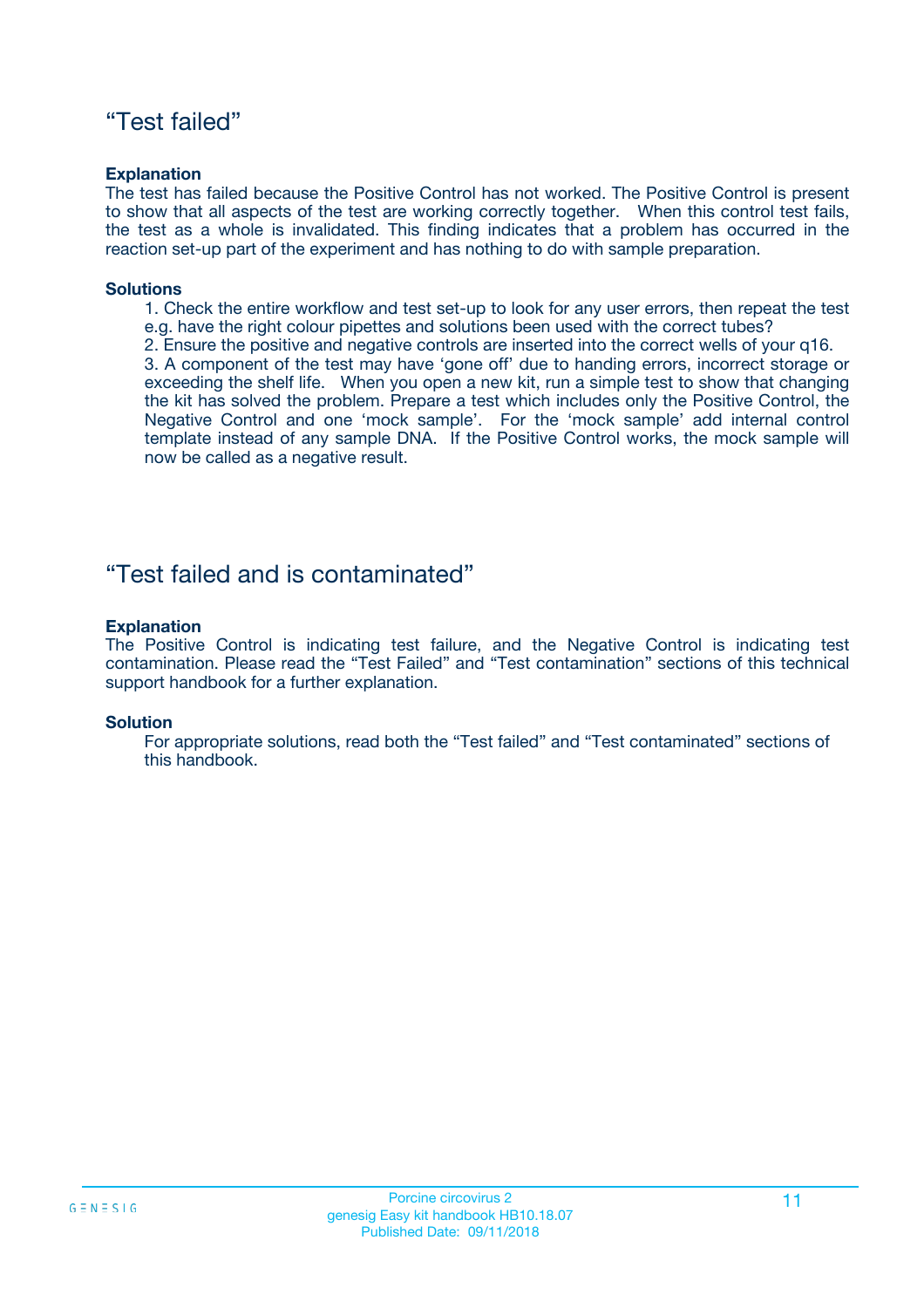## "Test failed"

**Explanation**

The test has failed because the Positive Control has not worked. The Positive Control is present to show that all aspects of the test are working correctly together. When this control test fails, the test as a whole is invalidated. This finding indicates that a problem has occurred in the reaction set-up part of the experiment and has nothing to do with sample preparation.

**Solutions**

1. Check the entire workflow and test set-up to look for any user errors, then repeat the test e.g. have the right colour pipettes and solutions been used with the correct tubes?
2. Ensure the positive and negative controls are inserted into the correct wells of your q16.
3. A component of the test may have 'gone off' due to handing errors, incorrect storage or exceeding the shelf life. When you open a new kit, run a simple test to show that changing the kit has solved the problem. Prepare a test which includes only the Positive Control, the Negative Control and one 'mock sample'. For the 'mock sample' add internal control template instead of any sample DNA. If the Positive Control works, the mock sample will now be called as a negative result.

## "Test failed and is contaminated"

**Explanation**

The Positive Control is indicating test failure, and the Negative Control is indicating test contamination. Please read the "Test Failed" and "Test contamination" sections of this technical support handbook for a further explanation.

**Solution**

For appropriate solutions, read both the "Test failed" and "Test contaminated" sections of this handbook.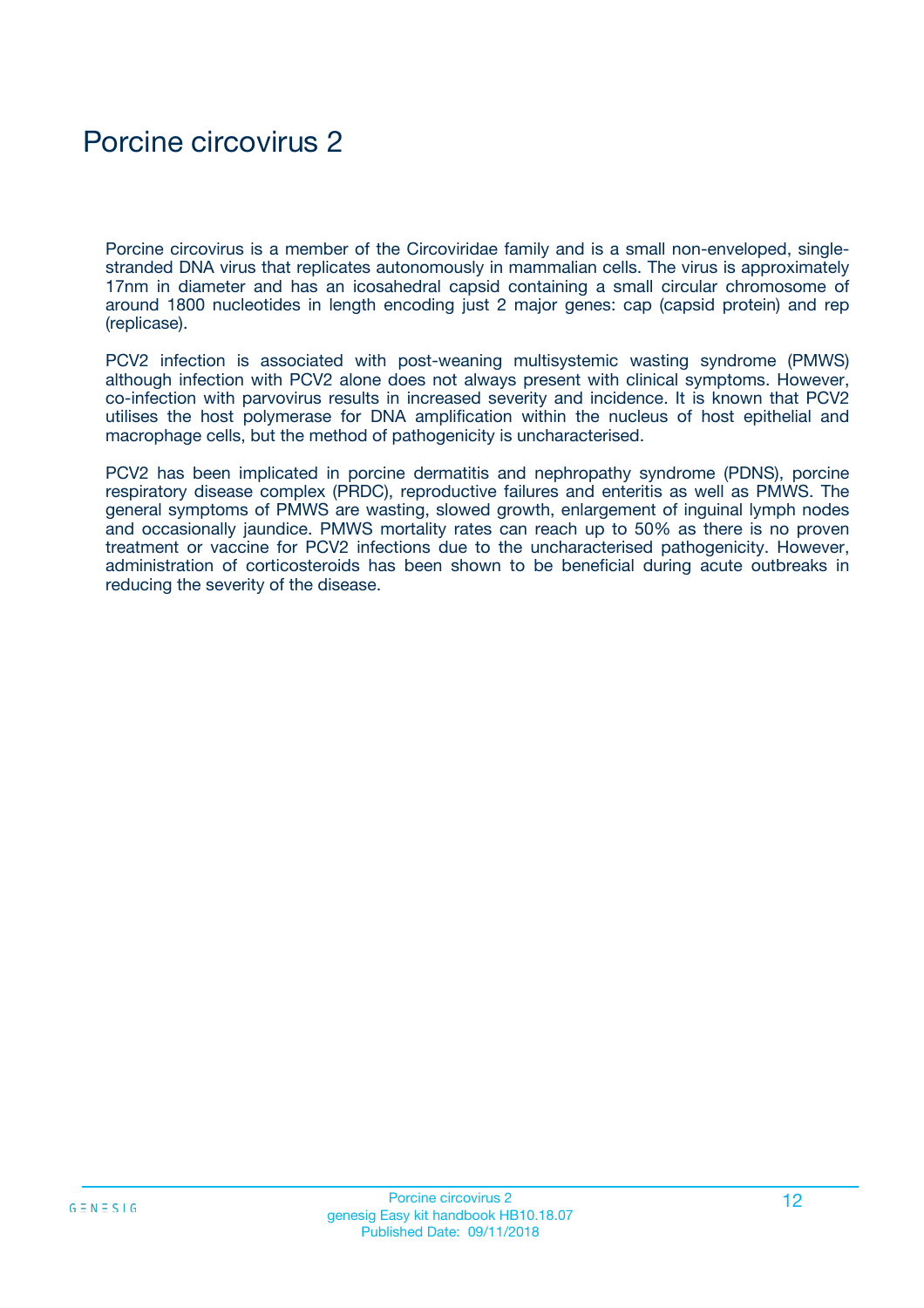# Porcine circovirus 2

Porcine circovirus is a member of the Circoviridae family and is a small non-enveloped, single-stranded DNA virus that replicates autonomously in mammalian cells. The virus is approximately 17nm in diameter and has an icosahedral capsid containing a small circular chromosome of around 1800 nucleotides in length encoding just 2 major genes: cap (capsid protein) and rep (replicase).

PCV2 infection is associated with post-weaning multisystemic wasting syndrome (PMWS) although infection with PCV2 alone does not always present with clinical symptoms. However, co-infection with parvovirus results in increased severity and incidence. It is known that PCV2 utilises the host polymerase for DNA amplification within the nucleus of host epithelial and macrophage cells, but the method of pathogenicity is uncharacterised.

PCV2 has been implicated in porcine dermatitis and nephropathy syndrome (PDNS), porcine respiratory disease complex (PRDC), reproductive failures and enteritis as well as PMWS. The general symptoms of PMWS are wasting, slowed growth, enlargement of inguinal lymph nodes and occasionally jaundice. PMWS mortality rates can reach up to 50% as there is no proven treatment or vaccine for PCV2 infections due to the uncharacterised pathogenicity. However, administration of corticosteroids has been shown to be beneficial during acute outbreaks in reducing the severity of the disease.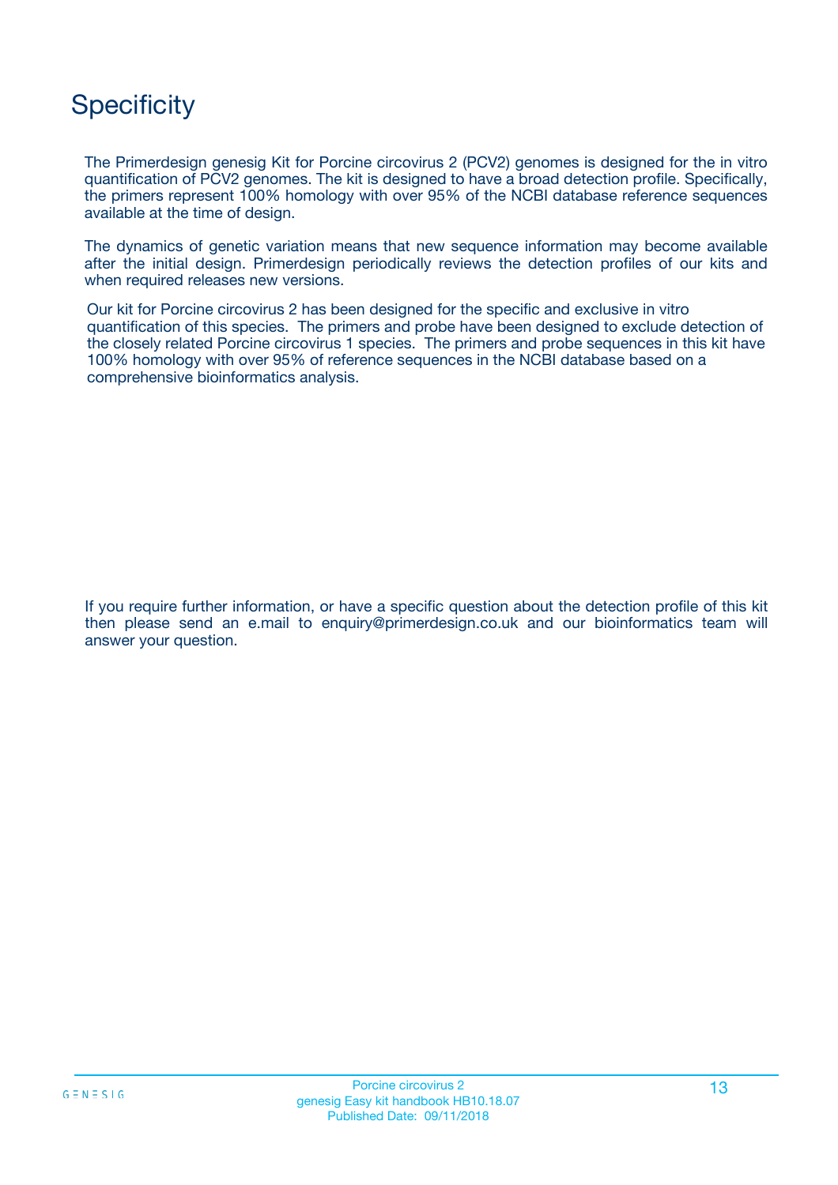# Specificity

The Primerdesign genesig Kit for Porcine circovirus 2 (PCV2) genomes is designed for the in vitro quantification of PCV2 genomes. The kit is designed to have a broad detection profile. Specifically, the primers represent 100% homology with over 95% of the NCBI database reference sequences available at the time of design.

The dynamics of genetic variation means that new sequence information may become available after the initial design. Primerdesign periodically reviews the detection profiles of our kits and when required releases new versions.

Our kit for Porcine circovirus 2 has been designed for the specific and exclusive in vitro quantification of this species. The primers and probe have been designed to exclude detection of the closely related Porcine circovirus 1 species. The primers and probe sequences in this kit have 100% homology with over 95% of reference sequences in the NCBI database based on a comprehensive bioinformatics analysis.

If you require further information, or have a specific question about the detection profile of this kit then please send an e.mail to enquiry@primerdesign.co.uk and our bioinformatics team will answer your question.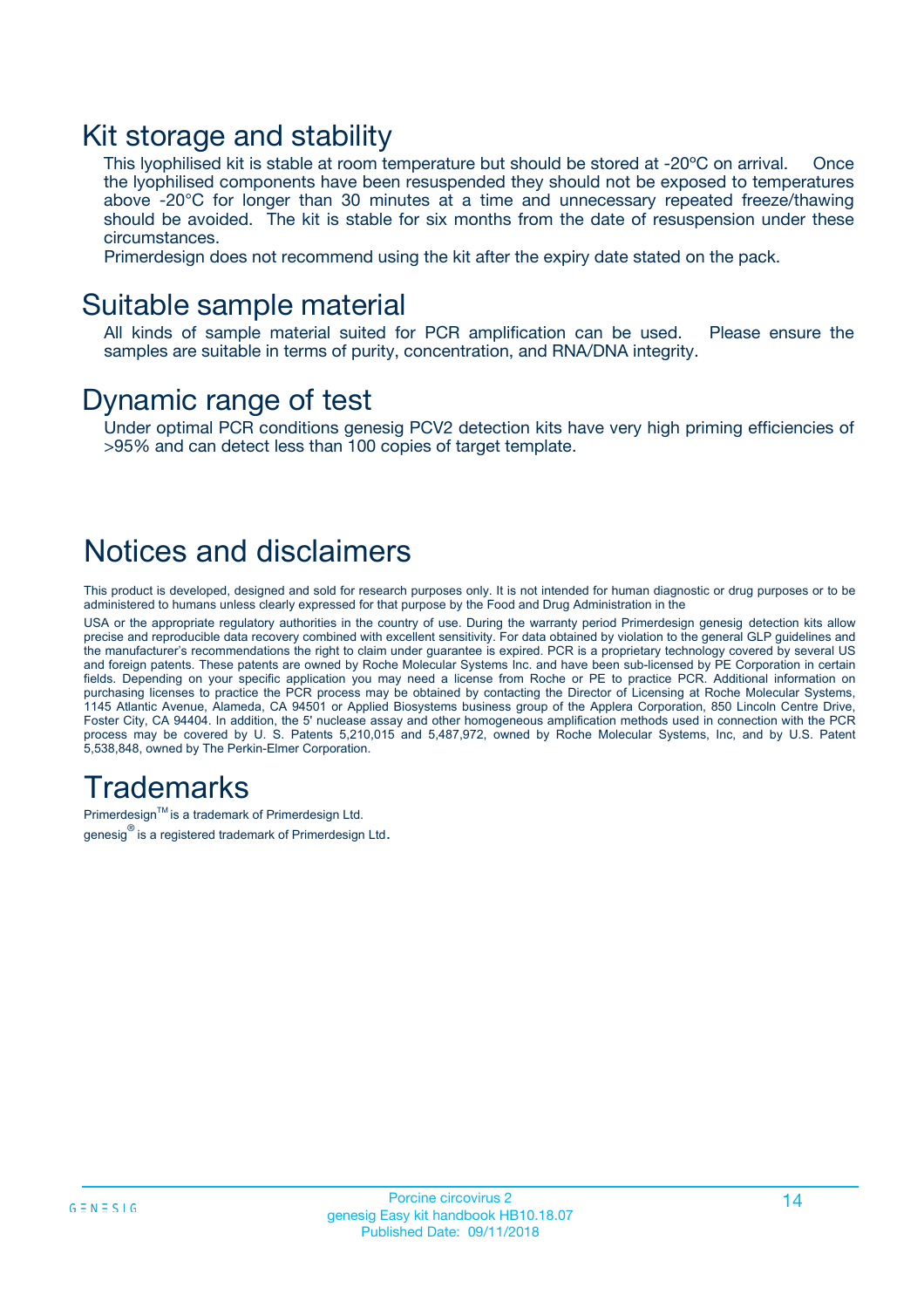# Kit storage and stability

This lyophilised kit is stable at room temperature but should be stored at -20ºC on arrival. Once the lyophilised components have been resuspended they should not be exposed to temperatures above -20°C for longer than 30 minutes at a time and unnecessary repeated freeze/thawing should be avoided. The kit is stable for six months from the date of resuspension under these circumstances.

Primerdesign does not recommend using the kit after the expiry date stated on the pack.

# Suitable sample material

All kinds of sample material suited for PCR amplification can be used. Please ensure the samples are suitable in terms of purity, concentration, and RNA/DNA integrity.

# Dynamic range of test

Under optimal PCR conditions genesig PCV2 detection kits have very high priming efficiencies of >95% and can detect less than 100 copies of target template.

# Notices and disclaimers

This product is developed, designed and sold for research purposes only. It is not intended for human diagnostic or drug purposes or to be administered to humans unless clearly expressed for that purpose by the Food and Drug Administration in the

USA or the appropriate regulatory authorities in the country of use. During the warranty period Primerdesign genesig detection kits allow precise and reproducible data recovery combined with excellent sensitivity. For data obtained by violation to the general GLP guidelines and the manufacturer's recommendations the right to claim under guarantee is expired. PCR is a proprietary technology covered by several US and foreign patents. These patents are owned by Roche Molecular Systems Inc. and have been sub-licensed by PE Corporation in certain fields. Depending on your specific application you may need a license from Roche or PE to practice PCR. Additional information on purchasing licenses to practice the PCR process may be obtained by contacting the Director of Licensing at Roche Molecular Systems, 1145 Atlantic Avenue, Alameda, CA 94501 or Applied Biosystems business group of the Applera Corporation, 850 Lincoln Centre Drive, Foster City, CA 94404. In addition, the 5' nuclease assay and other homogeneous amplification methods used in connection with the PCR process may be covered by U. S. Patents 5,210,015 and 5,487,972, owned by Roche Molecular Systems, Inc, and by U.S. Patent 5,538,848, owned by The Perkin-Elmer Corporation.

# Trademarks

Primerdesign™ is a trademark of Primerdesign Ltd.

genesig® is a registered trademark of Primerdesign Ltd.